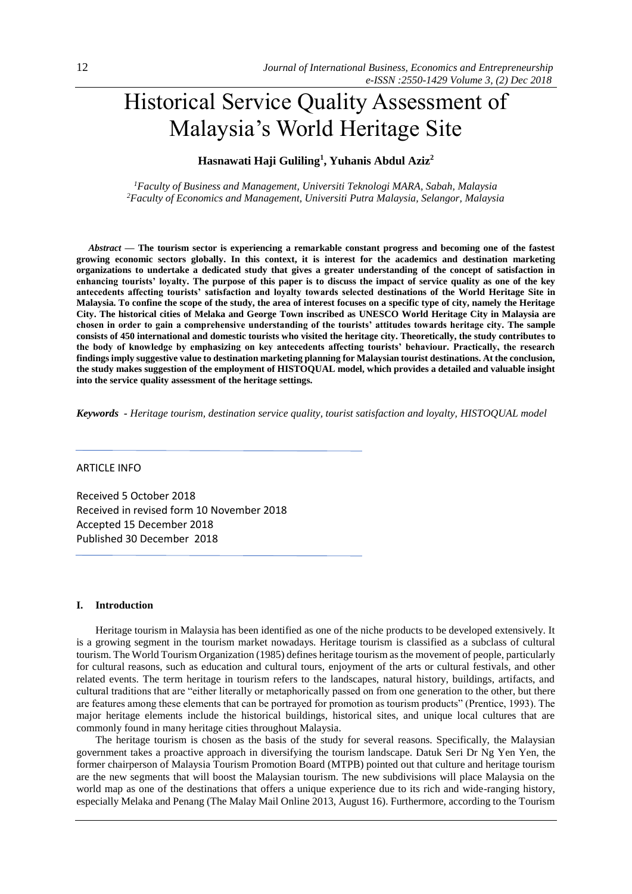# Historical Service Quality Assessment of Malaysia's World Heritage Site

**Hasnawati Haji Guliling[1], Yuhanis Abdul Aziz[2]**

[1]*Faculty of Business and Management, Universiti Teknologi MARA, Sabah, Malaysia*
[2]*Faculty of Economics and Management, Universiti Putra Malaysia, Selangor, Malaysia*

*Abstract* — **The tourism sector is experiencing a remarkable constant progress and becoming one of the fastest growing economic sectors globally. In this context, it is interest for the academics and destination marketing organizations to undertake a dedicated study that gives a greater understanding of the concept of satisfaction in enhancing tourists' loyalty. The purpose of this paper is to discuss the impact of service quality as one of the key antecedents affecting tourists' satisfaction and loyalty towards selected destinations of the World Heritage Site in Malaysia. To confine the scope of the study, the area of interest focuses on a specific type of city, namely the Heritage City. The historical cities of Melaka and George Town inscribed as UNESCO World Heritage City in Malaysia are chosen in order to gain a comprehensive understanding of the tourists' attitudes towards heritage city. The sample consists of 450 international and domestic tourists who visited the heritage city. Theoretically, the study contributes to the body of knowledge by emphasizing on key antecedents affecting tourists' behaviour. Practically, the research findings imply suggestive value to destination marketing planning for Malaysian tourist destinations. At the conclusion, the study makes suggestion of the employment of HISTOQUAL model, which provides a detailed and valuable insight into the service quality assessment of the heritage settings.**

***Keywords*** *- Heritage tourism, destination service quality, tourist satisfaction and loyalty, HISTOQUAL model*

ARTICLE INFO

Received 5 October 2018
Received in revised form 10 November 2018
Accepted 15 December 2018
Published 30 December 2018

## I. Introduction

Heritage tourism in Malaysia has been identified as one of the niche products to be developed extensively. It is a growing segment in the tourism market nowadays. Heritage tourism is classified as a subclass of cultural tourism. The World Tourism Organization (1985) defines heritage tourism as the movement of people, particularly for cultural reasons, such as education and cultural tours, enjoyment of the arts or cultural festivals, and other related events. The term heritage in tourism refers to the landscapes, natural history, buildings, artifacts, and cultural traditions that are "either literally or metaphorically passed on from one generation to the other, but there are features among these elements that can be portrayed for promotion as tourism products" (Prentice, 1993). The major heritage elements include the historical buildings, historical sites, and unique local cultures that are commonly found in many heritage cities throughout Malaysia.

The heritage tourism is chosen as the basis of the study for several reasons. Specifically, the Malaysian government takes a proactive approach in diversifying the tourism landscape. Datuk Seri Dr Ng Yen Yen, the former chairperson of Malaysia Tourism Promotion Board (MTPB) pointed out that culture and heritage tourism are the new segments that will boost the Malaysian tourism. The new subdivisions will place Malaysia on the world map as one of the destinations that offers a unique experience due to its rich and wide-ranging history, especially Melaka and Penang (The Malay Mail Online 2013, August 16). Furthermore, according to the Tourism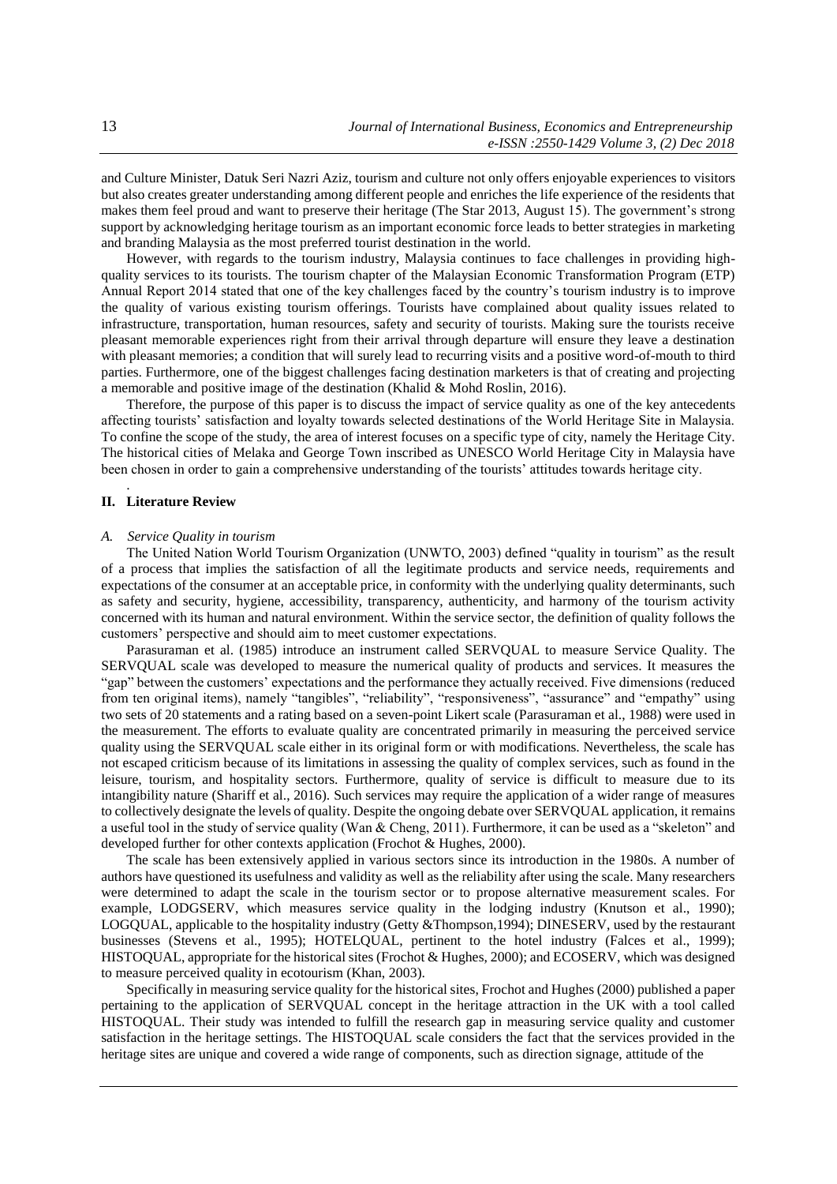and Culture Minister, Datuk Seri Nazri Aziz, tourism and culture not only offers enjoyable experiences to visitors but also creates greater understanding among different people and enriches the life experience of the residents that makes them feel proud and want to preserve their heritage (The Star 2013, August 15). The government's strong support by acknowledging heritage tourism as an important economic force leads to better strategies in marketing and branding Malaysia as the most preferred tourist destination in the world.

However, with regards to the tourism industry, Malaysia continues to face challenges in providing high-quality services to its tourists. The tourism chapter of the Malaysian Economic Transformation Program (ETP) Annual Report 2014 stated that one of the key challenges faced by the country's tourism industry is to improve the quality of various existing tourism offerings. Tourists have complained about quality issues related to infrastructure, transportation, human resources, safety and security of tourists. Making sure the tourists receive pleasant memorable experiences right from their arrival through departure will ensure they leave a destination with pleasant memories; a condition that will surely lead to recurring visits and a positive word-of-mouth to third parties. Furthermore, one of the biggest challenges facing destination marketers is that of creating and projecting a memorable and positive image of the destination (Khalid & Mohd Roslin, 2016).

Therefore, the purpose of this paper is to discuss the impact of service quality as one of the key antecedents affecting tourists' satisfaction and loyalty towards selected destinations of the World Heritage Site in Malaysia. To confine the scope of the study, the area of interest focuses on a specific type of city, namely the Heritage City. The historical cities of Melaka and George Town inscribed as UNESCO World Heritage City in Malaysia have been chosen in order to gain a comprehensive understanding of the tourists' attitudes towards heritage city.

## II. Literature Review

### *A. Service Quality in tourism*

The United Nation World Tourism Organization (UNWTO, 2003) defined "quality in tourism" as the result of a process that implies the satisfaction of all the legitimate products and service needs, requirements and expectations of the consumer at an acceptable price, in conformity with the underlying quality determinants, such as safety and security, hygiene, accessibility, transparency, authenticity, and harmony of the tourism activity concerned with its human and natural environment. Within the service sector, the definition of quality follows the customers' perspective and should aim to meet customer expectations.

Parasuraman et al. (1985) introduce an instrument called SERVQUAL to measure Service Quality. The SERVQUAL scale was developed to measure the numerical quality of products and services. It measures the "gap" between the customers' expectations and the performance they actually received. Five dimensions (reduced from ten original items), namely "tangibles", "reliability", "responsiveness", "assurance" and "empathy" using two sets of 20 statements and a rating based on a seven-point Likert scale (Parasuraman et al., 1988) were used in the measurement. The efforts to evaluate quality are concentrated primarily in measuring the perceived service quality using the SERVQUAL scale either in its original form or with modifications. Nevertheless, the scale has not escaped criticism because of its limitations in assessing the quality of complex services, such as found in the leisure, tourism, and hospitality sectors. Furthermore, quality of service is difficult to measure due to its intangibility nature (Shariff et al., 2016). Such services may require the application of a wider range of measures to collectively designate the levels of quality. Despite the ongoing debate over SERVQUAL application, it remains a useful tool in the study of service quality (Wan & Cheng, 2011). Furthermore, it can be used as a "skeleton" and developed further for other contexts application (Frochot & Hughes, 2000).

The scale has been extensively applied in various sectors since its introduction in the 1980s. A number of authors have questioned its usefulness and validity as well as the reliability after using the scale. Many researchers were determined to adapt the scale in the tourism sector or to propose alternative measurement scales. For example, LODGSERV, which measures service quality in the lodging industry (Knutson et al., 1990); LOGQUAL, applicable to the hospitality industry (Getty &Thompson,1994); DINESERV, used by the restaurant businesses (Stevens et al., 1995); HOTELQUAL, pertinent to the hotel industry (Falces et al., 1999); HISTOQUAL, appropriate for the historical sites (Frochot & Hughes, 2000); and ECOSERV, which was designed to measure perceived quality in ecotourism (Khan, 2003).

Specifically in measuring service quality for the historical sites, Frochot and Hughes (2000) published a paper pertaining to the application of SERVQUAL concept in the heritage attraction in the UK with a tool called HISTOQUAL. Their study was intended to fulfill the research gap in measuring service quality and customer satisfaction in the heritage settings. The HISTOQUAL scale considers the fact that the services provided in the heritage sites are unique and covered a wide range of components, such as direction signage, attitude of the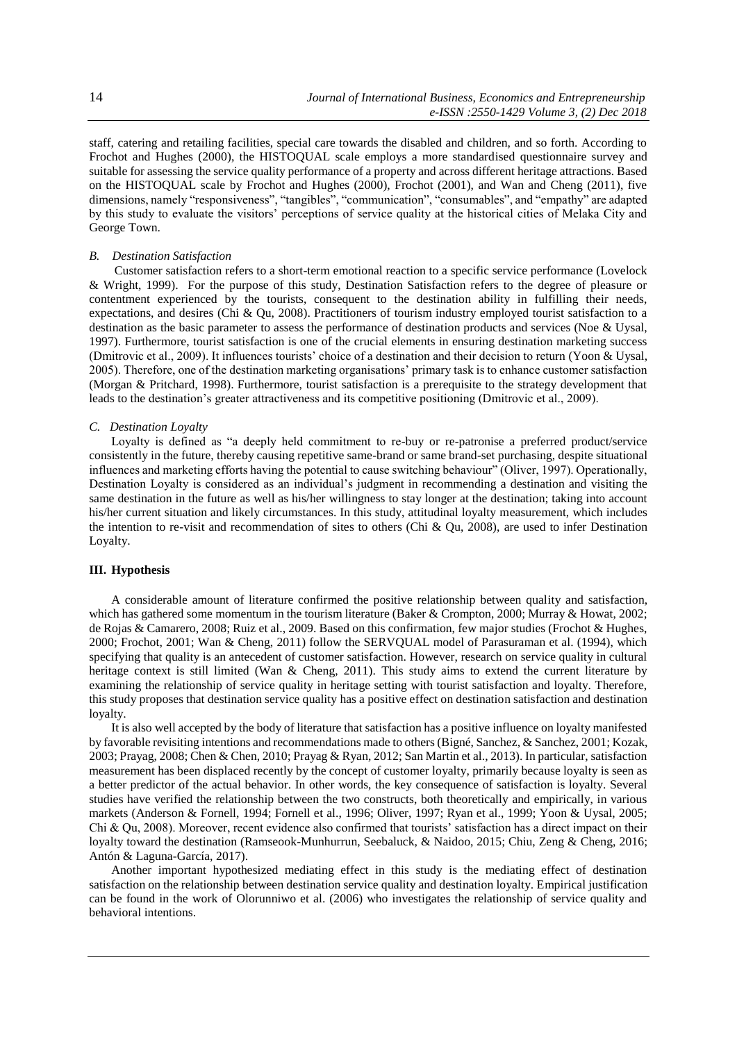staff, catering and retailing facilities, special care towards the disabled and children, and so forth. According to Frochot and Hughes (2000), the HISTOQUAL scale employs a more standardised questionnaire survey and suitable for assessing the service quality performance of a property and across different heritage attractions. Based on the HISTOQUAL scale by Frochot and Hughes (2000), Frochot (2001), and Wan and Cheng (2011), five dimensions, namely "responsiveness", "tangibles", "communication", "consumables", and "empathy" are adapted by this study to evaluate the visitors' perceptions of service quality at the historical cities of Melaka City and George Town.

### *B. Destination Satisfaction*

Customer satisfaction refers to a short-term emotional reaction to a specific service performance (Lovelock & Wright, 1999). For the purpose of this study, Destination Satisfaction refers to the degree of pleasure or contentment experienced by the tourists, consequent to the destination ability in fulfilling their needs, expectations, and desires (Chi & Qu, 2008). Practitioners of tourism industry employed tourist satisfaction to a destination as the basic parameter to assess the performance of destination products and services (Noe & Uysal, 1997). Furthermore, tourist satisfaction is one of the crucial elements in ensuring destination marketing success (Dmitrovic et al., 2009). It influences tourists' choice of a destination and their decision to return (Yoon & Uysal, 2005). Therefore, one of the destination marketing organisations' primary task is to enhance customer satisfaction (Morgan & Pritchard, 1998). Furthermore, tourist satisfaction is a prerequisite to the strategy development that leads to the destination's greater attractiveness and its competitive positioning (Dmitrovic et al., 2009).

### *C. Destination Loyalty*

Loyalty is defined as "a deeply held commitment to re-buy or re-patronise a preferred product/service consistently in the future, thereby causing repetitive same-brand or same brand-set purchasing, despite situational influences and marketing efforts having the potential to cause switching behaviour" (Oliver, 1997). Operationally, Destination Loyalty is considered as an individual's judgment in recommending a destination and visiting the same destination in the future as well as his/her willingness to stay longer at the destination; taking into account his/her current situation and likely circumstances. In this study, attitudinal loyalty measurement, which includes the intention to re-visit and recommendation of sites to others (Chi & Qu, 2008), are used to infer Destination Loyalty.

## III. Hypothesis

A considerable amount of literature confirmed the positive relationship between quality and satisfaction, which has gathered some momentum in the tourism literature (Baker & Crompton, 2000; Murray & Howat, 2002; de Rojas & Camarero, 2008; Ruiz et al., 2009. Based on this confirmation, few major studies (Frochot & Hughes, 2000; Frochot, 2001; Wan & Cheng, 2011) follow the SERVQUAL model of Parasuraman et al. (1994), which specifying that quality is an antecedent of customer satisfaction. However, research on service quality in cultural heritage context is still limited (Wan & Cheng, 2011). This study aims to extend the current literature by examining the relationship of service quality in heritage setting with tourist satisfaction and loyalty. Therefore, this study proposes that destination service quality has a positive effect on destination satisfaction and destination loyalty.

It is also well accepted by the body of literature that satisfaction has a positive influence on loyalty manifested by favorable revisiting intentions and recommendations made to others (Bigné, Sanchez, & Sanchez, 2001; Kozak, 2003; Prayag, 2008; Chen & Chen, 2010; Prayag & Ryan, 2012; San Martin et al., 2013). In particular, satisfaction measurement has been displaced recently by the concept of customer loyalty, primarily because loyalty is seen as a better predictor of the actual behavior. In other words, the key consequence of satisfaction is loyalty. Several studies have verified the relationship between the two constructs, both theoretically and empirically, in various markets (Anderson & Fornell, 1994; Fornell et al., 1996; Oliver, 1997; Ryan et al., 1999; Yoon & Uysal, 2005; Chi & Qu, 2008). Moreover, recent evidence also confirmed that tourists' satisfaction has a direct impact on their loyalty toward the destination (Ramseook-Munhurrun, Seebaluck, & Naidoo, 2015; Chiu, Zeng & Cheng, 2016; Antón & Laguna-García, 2017).

Another important hypothesized mediating effect in this study is the mediating effect of destination satisfaction on the relationship between destination service quality and destination loyalty. Empirical justification can be found in the work of Olorunniwo et al. (2006) who investigates the relationship of service quality and behavioral intentions.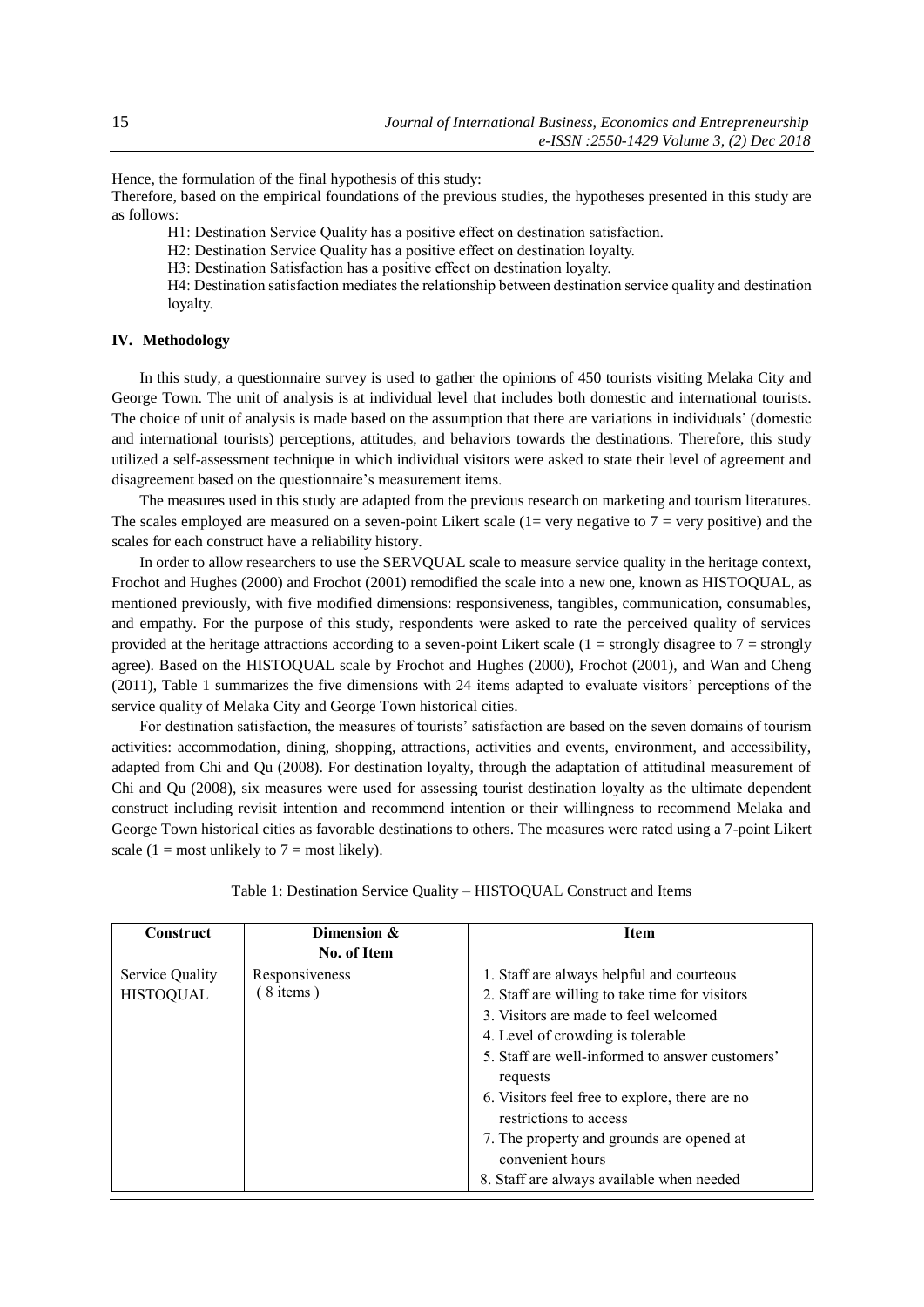Hence, the formulation of the final hypothesis of this study:

Therefore, based on the empirical foundations of the previous studies, the hypotheses presented in this study are as follows:

H1: Destination Service Quality has a positive effect on destination satisfaction.

H2: Destination Service Quality has a positive effect on destination loyalty.

H3: Destination Satisfaction has a positive effect on destination loyalty.

H4: Destination satisfaction mediates the relationship between destination service quality and destination loyalty.

## IV. Methodology

In this study, a questionnaire survey is used to gather the opinions of 450 tourists visiting Melaka City and George Town. The unit of analysis is at individual level that includes both domestic and international tourists. The choice of unit of analysis is made based on the assumption that there are variations in individuals' (domestic and international tourists) perceptions, attitudes, and behaviors towards the destinations. Therefore, this study utilized a self-assessment technique in which individual visitors were asked to state their level of agreement and disagreement based on the questionnaire's measurement items.

The measures used in this study are adapted from the previous research on marketing and tourism literatures. The scales employed are measured on a seven-point Likert scale (1= very negative to 7 = very positive) and the scales for each construct have a reliability history.

In order to allow researchers to use the SERVQUAL scale to measure service quality in the heritage context, Frochot and Hughes (2000) and Frochot (2001) remodified the scale into a new one, known as HISTOQUAL, as mentioned previously, with five modified dimensions: responsiveness, tangibles, communication, consumables, and empathy. For the purpose of this study, respondents were asked to rate the perceived quality of services provided at the heritage attractions according to a seven-point Likert scale (1 = strongly disagree to 7 = strongly agree). Based on the HISTOQUAL scale by Frochot and Hughes (2000), Frochot (2001), and Wan and Cheng (2011), Table 1 summarizes the five dimensions with 24 items adapted to evaluate visitors' perceptions of the service quality of Melaka City and George Town historical cities.

For destination satisfaction, the measures of tourists' satisfaction are based on the seven domains of tourism activities: accommodation, dining, shopping, attractions, activities and events, environment, and accessibility, adapted from Chi and Qu (2008). For destination loyalty, through the adaptation of attitudinal measurement of Chi and Qu (2008), six measures were used for assessing tourist destination loyalty as the ultimate dependent construct including revisit intention and recommend intention or their willingness to recommend Melaka and George Town historical cities as favorable destinations to others. The measures were rated using a 7-point Likert scale (1 = most unlikely to 7 = most likely).

Table 1: Destination Service Quality – HISTOQUAL Construct and Items

| Construct | Dimension & No. of Item | Item |
|---|---|---|
| Service Quality HISTOQUAL | Responsiveness ( 8 items ) | 1. Staff are always helpful and courteous |
| | | 2. Staff are willing to take time for visitors |
| | | 3. Visitors are made to feel welcomed |
| | | 4. Level of crowding is tolerable |
| | | 5. Staff are well-informed to answer customers' requests |
| | | 6. Visitors feel free to explore, there are no restrictions to access |
| | | 7. The property and grounds are opened at convenient hours |
| | | 8. Staff are always available when needed |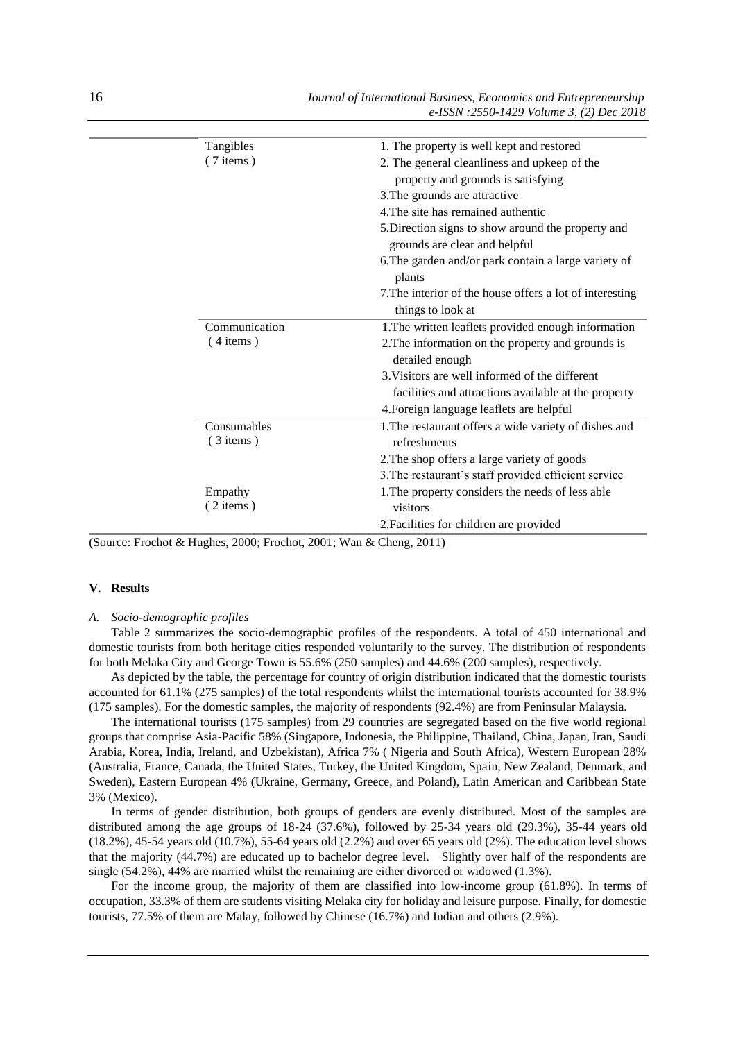| | |
|---|---|
| Tangibles (7 items) | 1. The property is well kept and restored |
| | 2. The general cleanliness and upkeep of the property and grounds is satisfying |
| | 3.The grounds are attractive |
| | 4.The site has remained authentic |
| | 5.Direction signs to show around the property and grounds are clear and helpful |
| | 6.The garden and/or park contain a large variety of plants |
| | 7.The interior of the house offers a lot of interesting things to look at |
| Communication (4 items) | 1.The written leaflets provided enough information |
| | 2.The information on the property and grounds is detailed enough |
| | 3.Visitors are well informed of the different facilities and attractions available at the property |
| | 4.Foreign language leaflets are helpful |
| Consumables (3 items) | 1.The restaurant offers a wide variety of dishes and refreshments |
| | 2.The shop offers a large variety of goods |
| | 3.The restaurant's staff provided efficient service |
| Empathy (2 items) | 1.The property considers the needs of less able visitors |
| | 2.Facilities for children are provided |

(Source: Frochot & Hughes, 2000; Frochot, 2001; Wan & Cheng, 2011)

## V. Results

### *A. Socio-demographic profiles*

Table 2 summarizes the socio-demographic profiles of the respondents. A total of 450 international and domestic tourists from both heritage cities responded voluntarily to the survey. The distribution of respondents for both Melaka City and George Town is 55.6% (250 samples) and 44.6% (200 samples), respectively.

As depicted by the table, the percentage for country of origin distribution indicated that the domestic tourists accounted for 61.1% (275 samples) of the total respondents whilst the international tourists accounted for 38.9% (175 samples). For the domestic samples, the majority of respondents (92.4%) are from Peninsular Malaysia.

The international tourists (175 samples) from 29 countries are segregated based on the five world regional groups that comprise Asia-Pacific 58% (Singapore, Indonesia, the Philippine, Thailand, China, Japan, Iran, Saudi Arabia, Korea, India, Ireland, and Uzbekistan), Africa 7% ( Nigeria and South Africa), Western European 28% (Australia, France, Canada, the United States, Turkey, the United Kingdom, Spain, New Zealand, Denmark, and Sweden), Eastern European 4% (Ukraine, Germany, Greece, and Poland), Latin American and Caribbean State 3% (Mexico).

In terms of gender distribution, both groups of genders are evenly distributed. Most of the samples are distributed among the age groups of 18-24 (37.6%), followed by 25-34 years old (29.3%), 35-44 years old (18.2%), 45-54 years old (10.7%), 55-64 years old (2.2%) and over 65 years old (2%). The education level shows that the majority (44.7%) are educated up to bachelor degree level. Slightly over half of the respondents are single (54.2%), 44% are married whilst the remaining are either divorced or widowed (1.3%).

For the income group, the majority of them are classified into low-income group (61.8%). In terms of occupation, 33.3% of them are students visiting Melaka city for holiday and leisure purpose. Finally, for domestic tourists, 77.5% of them are Malay, followed by Chinese (16.7%) and Indian and others (2.9%).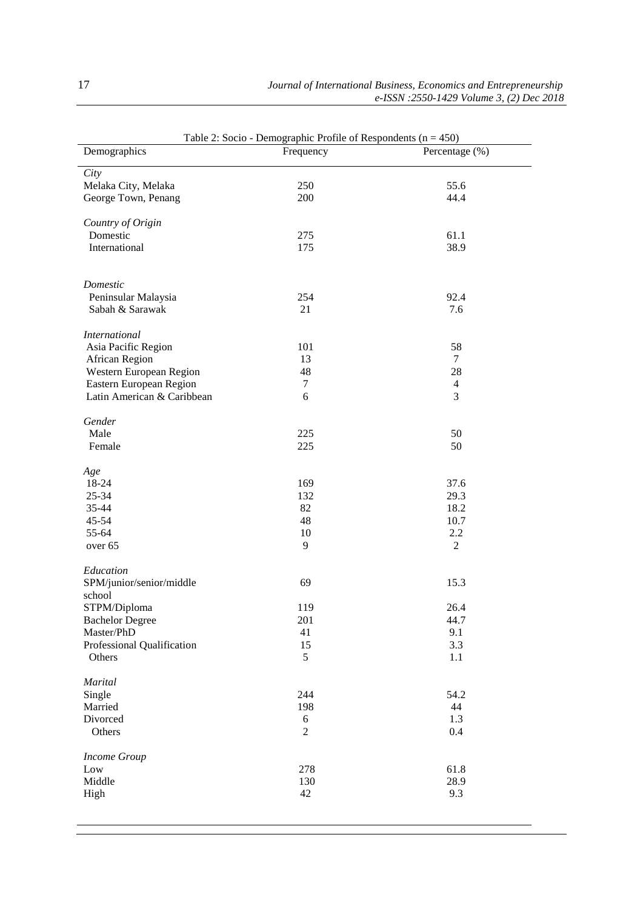Table 2: Socio - Demographic Profile of Respondents (n = 450)

| Demographics | Frequency | Percentage (%) |
|---|---|---|
| *City* | | |
| Melaka City, Melaka | 250 | 55.6 |
| George Town, Penang | 200 | 44.4 |
| *Country of Origin* | | |
| Domestic | 275 | 61.1 |
| International | 175 | 38.9 |
| *Domestic* | | |
| Peninsular Malaysia | 254 | 92.4 |
| Sabah & Sarawak | 21 | 7.6 |
| *International* | | |
| Asia Pacific Region | 101 | 58 |
| African Region | 13 | 7 |
| Western European Region | 48 | 28 |
| Eastern European Region | 7 | 4 |
| Latin American & Caribbean | 6 | 3 |
| *Gender* | | |
| Male | 225 | 50 |
| Female | 225 | 50 |
| *Age* | | |
| 18-24 | 169 | 37.6 |
| 25-34 | 132 | 29.3 |
| 35-44 | 82 | 18.2 |
| 45-54 | 48 | 10.7 |
| 55-64 | 10 | 2.2 |
| over 65 | 9 | 2 |
| *Education* | | |
| SPM/junior/senior/middle school | 69 | 15.3 |
| STPM/Diploma | 119 | 26.4 |
| Bachelor Degree | 201 | 44.7 |
| Master/PhD | 41 | 9.1 |
| Professional Qualification | 15 | 3.3 |
| Others | 5 | 1.1 |
| *Marital* | | |
| Single | 244 | 54.2 |
| Married | 198 | 44 |
| Divorced | 6 | 1.3 |
| Others | 2 | 0.4 |
| *Income Group* | | |
| Low | 278 | 61.8 |
| Middle | 130 | 28.9 |
| High | 42 | 9.3 |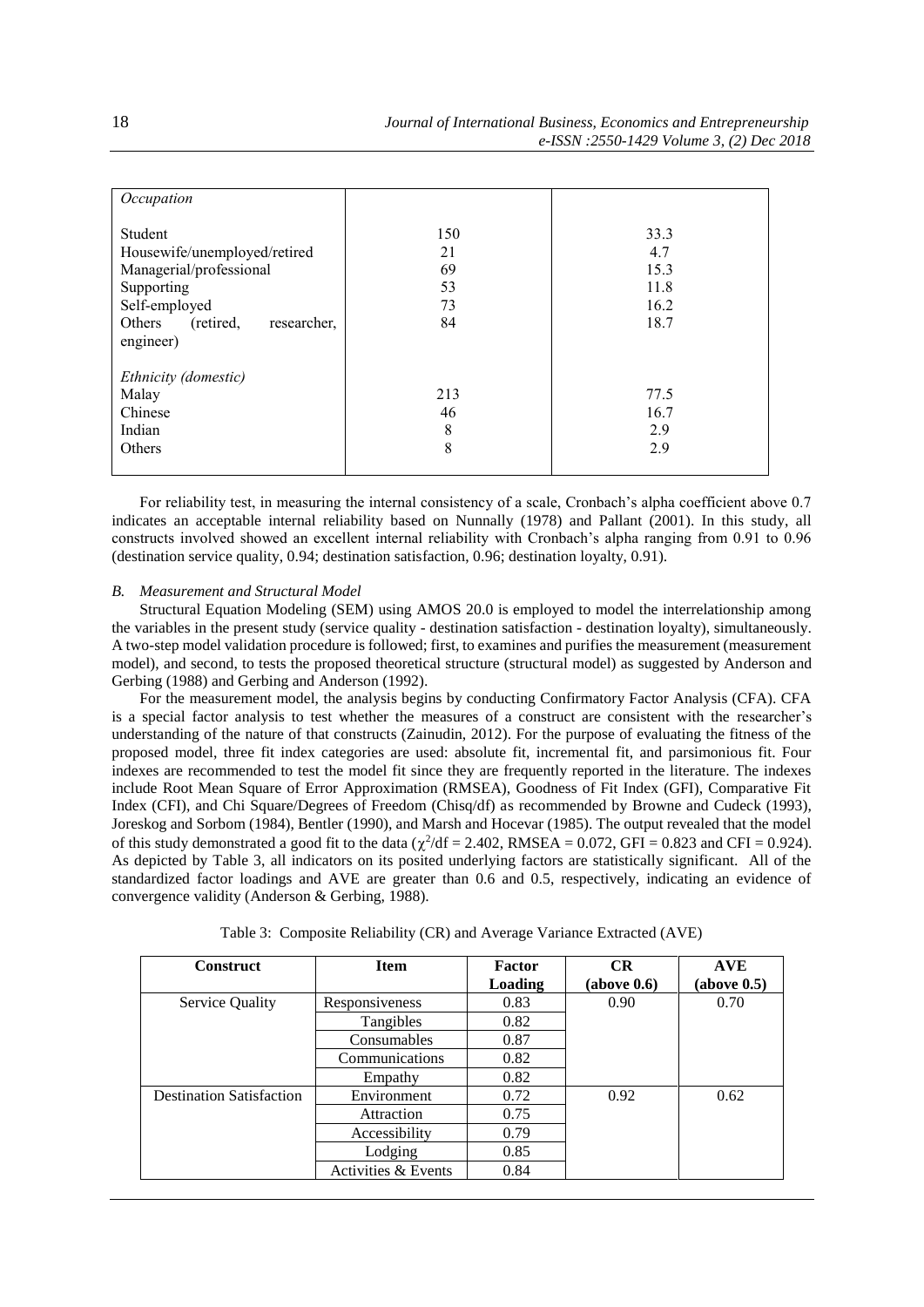| *Occupation* | | |
|---|---|---|
| Student | 150 | 33.3 |
| Housewife/unemployed/retired | 21 | 4.7 |
| Managerial/professional | 69 | 15.3 |
| Supporting | 53 | 11.8 |
| Self-employed | 73 | 16.2 |
| Others (retired, researcher, engineer) | 84 | 18.7 |
| *Ethnicity (domestic)* | | |
| Malay | 213 | 77.5 |
| Chinese | 46 | 16.7 |
| Indian | 8 | 2.9 |
| Others | 8 | 2.9 |

For reliability test, in measuring the internal consistency of a scale, Cronbach's alpha coefficient above 0.7 indicates an acceptable internal reliability based on Nunnally (1978) and Pallant (2001). In this study, all constructs involved showed an excellent internal reliability with Cronbach's alpha ranging from 0.91 to 0.96 (destination service quality, 0.94; destination satisfaction, 0.96; destination loyalty, 0.91).

### *B. Measurement and Structural Model*

Structural Equation Modeling (SEM) using AMOS 20.0 is employed to model the interrelationship among the variables in the present study (service quality - destination satisfaction - destination loyalty), simultaneously. A two-step model validation procedure is followed; first, to examines and purifies the measurement (measurement model), and second, to tests the proposed theoretical structure (structural model) as suggested by Anderson and Gerbing (1988) and Gerbing and Anderson (1992).

For the measurement model, the analysis begins by conducting Confirmatory Factor Analysis (CFA). CFA is a special factor analysis to test whether the measures of a construct are consistent with the researcher's understanding of the nature of that constructs (Zainudin, 2012). For the purpose of evaluating the fitness of the proposed model, three fit index categories are used: absolute fit, incremental fit, and parsimonious fit. Four indexes are recommended to test the model fit since they are frequently reported in the literature. The indexes include Root Mean Square of Error Approximation (RMSEA), Goodness of Fit Index (GFI), Comparative Fit Index (CFI), and Chi Square/Degrees of Freedom (Chisq/df) as recommended by Browne and Cudeck (1993), Joreskog and Sorbom (1984), Bentler (1990), and Marsh and Hocevar (1985). The output revealed that the model of this study demonstrated a good fit to the data ($\chi^2$/df = 2.402, RMSEA = 0.072, GFI = 0.823 and CFI = 0.924). As depicted by Table 3, all indicators on its posited underlying factors are statistically significant. All of the standardized factor loadings and AVE are greater than 0.6 and 0.5, respectively, indicating an evidence of convergence validity (Anderson & Gerbing, 1988).

Table 3: Composite Reliability (CR) and Average Variance Extracted (AVE)

| Construct | Item | Factor Loading | CR (above 0.6) | AVE (above 0.5) |
|---|---|---|---|---|
| Service Quality | Responsiveness | 0.83 | 0.90 | 0.70 |
| | Tangibles | 0.82 | | |
| | Consumables | 0.87 | | |
| | Communications | 0.82 | | |
| | Empathy | 0.82 | | |
| Destination Satisfaction | Environment | 0.72 | 0.92 | 0.62 |
| | Attraction | 0.75 | | |
| | Accessibility | 0.79 | | |
| | Lodging | 0.85 | | |
| | Activities & Events | 0.84 | | |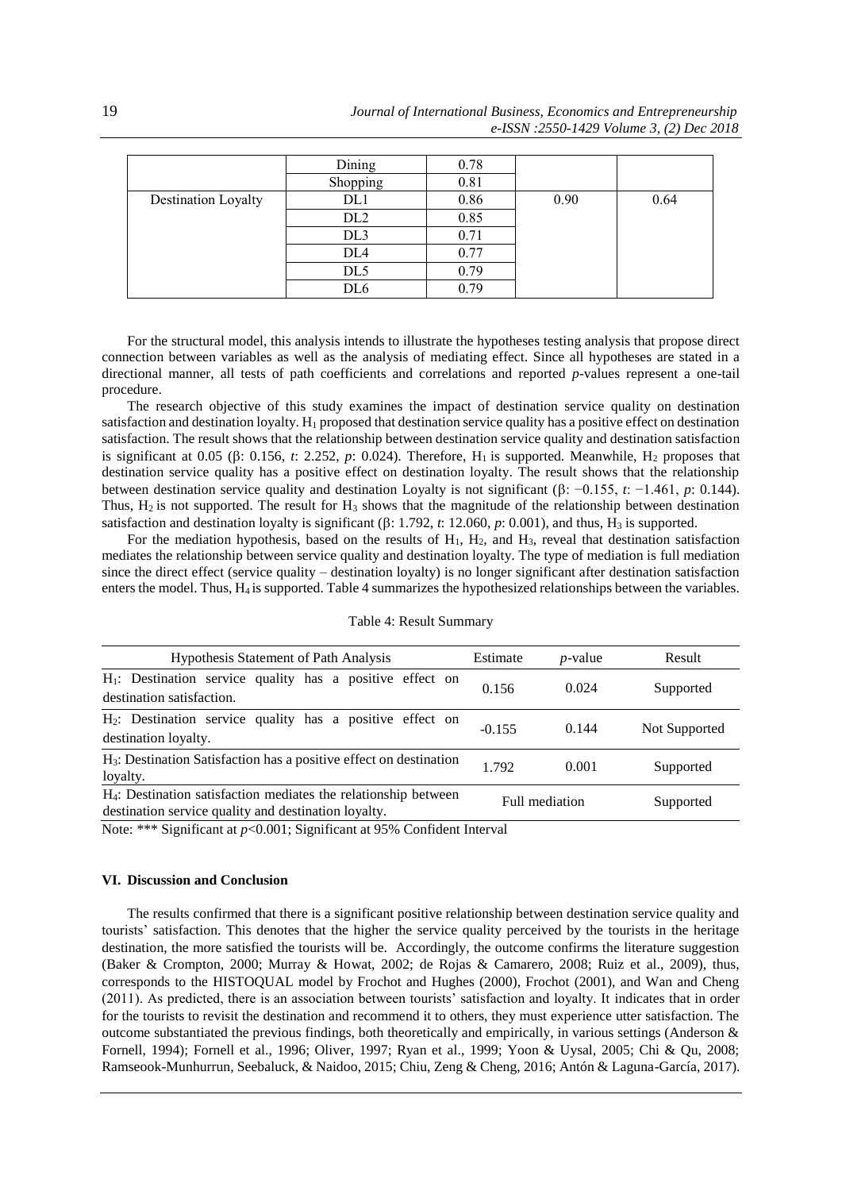| | Dining | 0.78 | | |
|---|---|---|---|---|
| | Shopping | 0.81 | | |
| Destination Loyalty | DL1 | 0.86 | 0.90 | 0.64 |
| | DL2 | 0.85 | | |
| | DL3 | 0.71 | | |
| | DL4 | 0.77 | | |
| | DL5 | 0.79 | | |
| | DL6 | 0.79 | | |

For the structural model, this analysis intends to illustrate the hypotheses testing analysis that propose direct connection between variables as well as the analysis of mediating effect. Since all hypotheses are stated in a directional manner, all tests of path coefficients and correlations and reported *p*-values represent a one-tail procedure.

The research objective of this study examines the impact of destination service quality on destination satisfaction and destination loyalty. $H_1$ proposed that destination service quality has a positive effect on destination satisfaction. The result shows that the relationship between destination service quality and destination satisfaction is significant at 0.05 (β: 0.156, *t*: 2.252, *p*: 0.024). Therefore, $H_1$ is supported. Meanwhile, $H_2$ proposes that destination service quality has a positive effect on destination loyalty. The result shows that the relationship between destination service quality and destination Loyalty is not significant (β: −0.155, *t*: −1.461, *p*: 0.144). Thus, $H_2$ is not supported. The result for $H_3$ shows that the magnitude of the relationship between destination satisfaction and destination loyalty is significant (β: 1.792, *t*: 12.060, *p*: 0.001), and thus, $H_3$ is supported.

For the mediation hypothesis, based on the results of $H_1$, $H_2$, and $H_3$, reveal that destination satisfaction mediates the relationship between service quality and destination loyalty. The type of mediation is full mediation since the direct effect (service quality – destination loyalty) is no longer significant after destination satisfaction enters the model. Thus, $H_4$ is supported. Table 4 summarizes the hypothesized relationships between the variables.

Table 4: Result Summary

| Hypothesis Statement of Path Analysis | Estimate | *p*-value | Result |
|---|---|---|---|
| $H_1$: Destination service quality has a positive effect on destination satisfaction. | 0.156 | 0.024 | Supported |
| $H_2$: Destination service quality has a positive effect on destination loyalty. | -0.155 | 0.144 | Not Supported |
| $H_3$: Destination Satisfaction has a positive effect on destination loyalty. | 1.792 | 0.001 | Supported |
| $H_4$: Destination satisfaction mediates the relationship between destination service quality and destination loyalty. | Full mediation | | Supported |

Note: *** Significant at $p<0.001$; Significant at 95% Confident Interval

## VI. Discussion and Conclusion

The results confirmed that there is a significant positive relationship between destination service quality and tourists' satisfaction. This denotes that the higher the service quality perceived by the tourists in the heritage destination, the more satisfied the tourists will be. Accordingly, the outcome confirms the literature suggestion (Baker & Crompton, 2000; Murray & Howat, 2002; de Rojas & Camarero, 2008; Ruiz et al., 2009), thus, corresponds to the HISTOQUAL model by Frochot and Hughes (2000), Frochot (2001), and Wan and Cheng (2011). As predicted, there is an association between tourists' satisfaction and loyalty. It indicates that in order for the tourists to revisit the destination and recommend it to others, they must experience utter satisfaction. The outcome substantiated the previous findings, both theoretically and empirically, in various settings (Anderson & Fornell, 1994); Fornell et al., 1996; Oliver, 1997; Ryan et al., 1999; Yoon & Uysal, 2005; Chi & Qu, 2008; Ramseook-Munhurrun, Seebaluck, & Naidoo, 2015; Chiu, Zeng & Cheng, 2016; Antón & Laguna-García, 2017).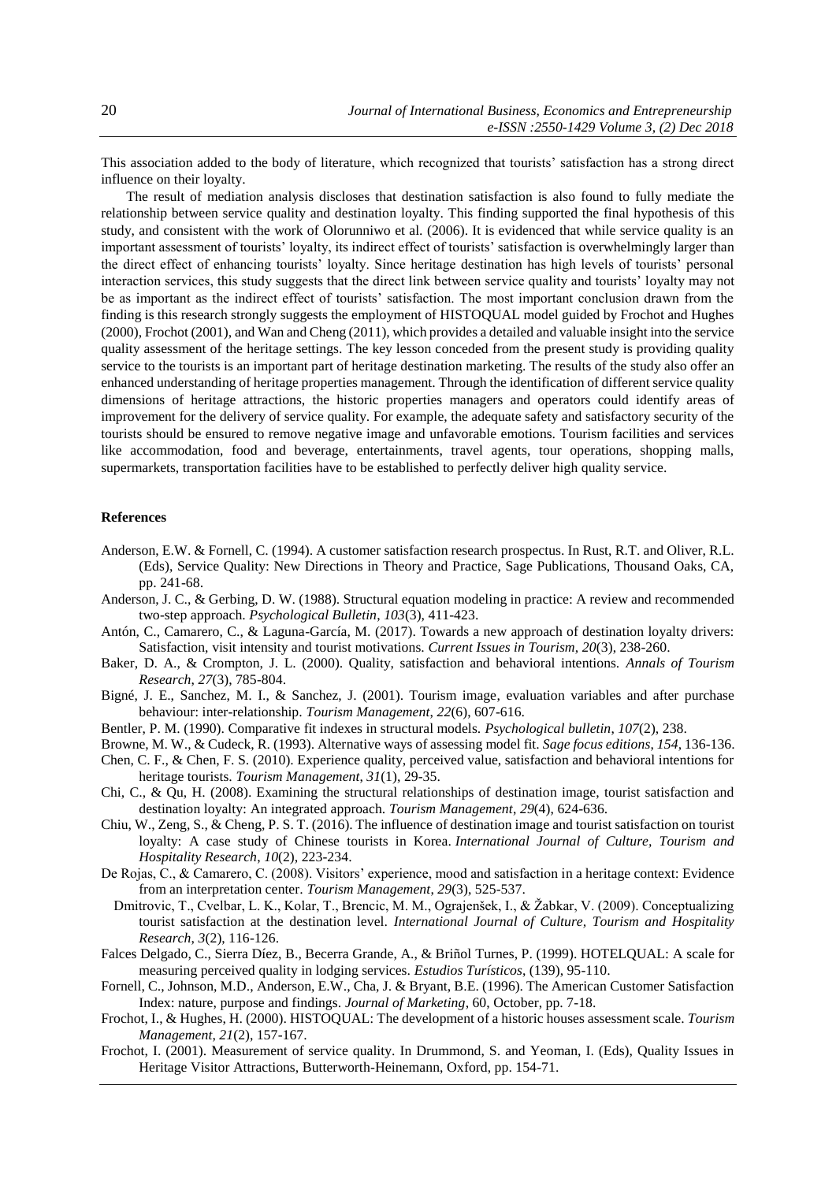This association added to the body of literature, which recognized that tourists' satisfaction has a strong direct influence on their loyalty.

The result of mediation analysis discloses that destination satisfaction is also found to fully mediate the relationship between service quality and destination loyalty. This finding supported the final hypothesis of this study, and consistent with the work of Olorunniwo et al. (2006). It is evidenced that while service quality is an important assessment of tourists' loyalty, its indirect effect of tourists' satisfaction is overwhelmingly larger than the direct effect of enhancing tourists' loyalty. Since heritage destination has high levels of tourists' personal interaction services, this study suggests that the direct link between service quality and tourists' loyalty may not be as important as the indirect effect of tourists' satisfaction. The most important conclusion drawn from the finding is this research strongly suggests the employment of HISTOQUAL model guided by Frochot and Hughes (2000), Frochot (2001), and Wan and Cheng (2011), which provides a detailed and valuable insight into the service quality assessment of the heritage settings. The key lesson conceded from the present study is providing quality service to the tourists is an important part of heritage destination marketing. The results of the study also offer an enhanced understanding of heritage properties management. Through the identification of different service quality dimensions of heritage attractions, the historic properties managers and operators could identify areas of improvement for the delivery of service quality. For example, the adequate safety and satisfactory security of the tourists should be ensured to remove negative image and unfavorable emotions. Tourism facilities and services like accommodation, food and beverage, entertainments, travel agents, tour operations, shopping malls, supermarkets, transportation facilities have to be established to perfectly deliver high quality service.

## References

Anderson, E.W. & Fornell, C. (1994). A customer satisfaction research prospectus. In Rust, R.T. and Oliver, R.L. (Eds), Service Quality: New Directions in Theory and Practice, Sage Publications, Thousand Oaks, CA, pp. 241-68.

Anderson, J. C., & Gerbing, D. W. (1988). Structural equation modeling in practice: A review and recommended two-step approach. *Psychological Bulletin*, *103*(3), 411-423.

Antón, C., Camarero, C., & Laguna-García, M. (2017). Towards a new approach of destination loyalty drivers: Satisfaction, visit intensity and tourist motivations. *Current Issues in Tourism*, *20*(3), 238-260.

Baker, D. A., & Crompton, J. L. (2000). Quality, satisfaction and behavioral intentions. *Annals of Tourism Research*, *27*(3), 785-804.

Bigné, J. E., Sanchez, M. I., & Sanchez, J. (2001). Tourism image, evaluation variables and after purchase behaviour: inter-relationship. *Tourism Management*, *22*(6), 607-616.

Bentler, P. M. (1990). Comparative fit indexes in structural models. *Psychological bulletin*, *107*(2), 238.

Browne, M. W., & Cudeck, R. (1993). Alternative ways of assessing model fit. *Sage focus editions*, *154*, 136-136.

Chen, C. F., & Chen, F. S. (2010). Experience quality, perceived value, satisfaction and behavioral intentions for heritage tourists. *Tourism Management*, *31*(1), 29-35.

Chi, C., & Qu, H. (2008). Examining the structural relationships of destination image, tourist satisfaction and destination loyalty: An integrated approach. *Tourism Management*, *29*(4), 624-636.

Chiu, W., Zeng, S., & Cheng, P. S. T. (2016). The influence of destination image and tourist satisfaction on tourist loyalty: A case study of Chinese tourists in Korea. *International Journal of Culture, Tourism and Hospitality Research*, *10*(2), 223-234.

De Rojas, C., & Camarero, C. (2008). Visitors' experience, mood and satisfaction in a heritage context: Evidence from an interpretation center. *Tourism Management*, *29*(3), 525-537.

Dmitrovic, T., Cvelbar, L. K., Kolar, T., Brencic, M. M., Ograjenšek, I., & Žabkar, V. (2009). Conceptualizing tourist satisfaction at the destination level. *International Journal of Culture, Tourism and Hospitality Research*, *3*(2), 116-126.

Falces Delgado, C., Sierra Díez, B., Becerra Grande, A., & Briñol Turnes, P. (1999). HOTELQUAL: A scale for measuring perceived quality in lodging services. *Estudios Turísticos*, (139), 95-110.

Fornell, C., Johnson, M.D., Anderson, E.W., Cha, J. & Bryant, B.E. (1996). The American Customer Satisfaction Index: nature, purpose and findings. *Journal of Marketing*, 60, October, pp. 7-18.

Frochot, I., & Hughes, H. (2000). HISTOQUAL: The development of a historic houses assessment scale. *Tourism Management*, *21*(2), 157-167.

Frochot, I. (2001). Measurement of service quality. In Drummond, S. and Yeoman, I. (Eds), Quality Issues in Heritage Visitor Attractions, Butterworth-Heinemann, Oxford, pp. 154-71.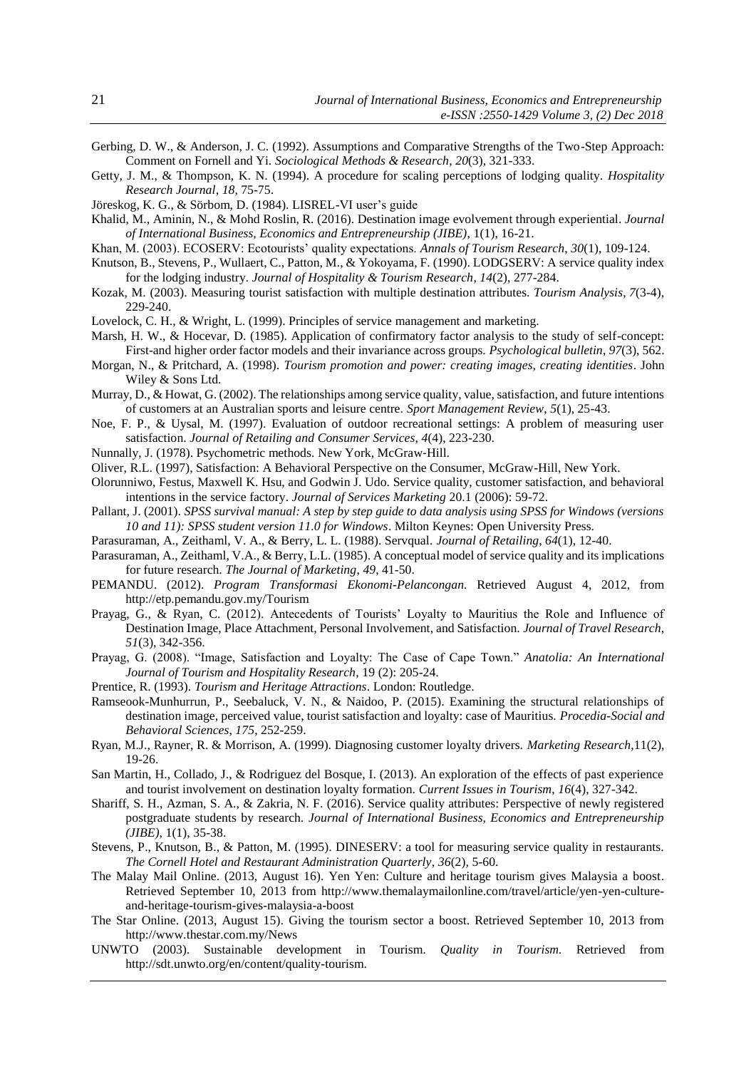Gerbing, D. W., & Anderson, J. C. (1992). Assumptions and Comparative Strengths of the Two-Step Approach: Comment on Fornell and Yi. *Sociological Methods & Research*, *20*(3), 321-333.

Getty, J. M., & Thompson, K. N. (1994). A procedure for scaling perceptions of lodging quality. *Hospitality Research Journal*, *18*, 75-75.

Jöreskog, K. G., & Sörbom, D. (1984). LISREL-VI user's guide

Khalid, M., Aminin, N., & Mohd Roslin, R. (2016). Destination image evolvement through experiential. *Journal of International Business, Economics and Entrepreneurship (JIBE)*, 1(1), 16-21.

Khan, M. (2003). ECOSERV: Ecotourists' quality expectations. *Annals of Tourism Research*, *30*(1), 109-124.

Knutson, B., Stevens, P., Wullaert, C., Patton, M., & Yokoyama, F. (1990). LODGSERV: A service quality index for the lodging industry. *Journal of Hospitality & Tourism Research*, *14*(2), 277-284.

Kozak, M. (2003). Measuring tourist satisfaction with multiple destination attributes. *Tourism Analysis*, *7*(3-4), 229-240.

Lovelock, C. H., & Wright, L. (1999). Principles of service management and marketing.

Marsh, H. W., & Hocevar, D. (1985). Application of confirmatory factor analysis to the study of self-concept: First-and higher order factor models and their invariance across groups. *Psychological bulletin*, *97*(3), 562.

Morgan, N., & Pritchard, A. (1998). *Tourism promotion and power: creating images, creating identities*. John Wiley & Sons Ltd.

Murray, D., & Howat, G. (2002). The relationships among service quality, value, satisfaction, and future intentions of customers at an Australian sports and leisure centre. *Sport Management Review*, *5*(1), 25-43.

Noe, F. P., & Uysal, M. (1997). Evaluation of outdoor recreational settings: A problem of measuring user satisfaction. *Journal of Retailing and Consumer Services*, *4*(4), 223-230.

Nunnally, J. (1978). Psychometric methods. New York, McGraw-Hill.

Oliver, R.L. (1997), Satisfaction: A Behavioral Perspective on the Consumer, McGraw-Hill, New York.

Olorunniwo, Festus, Maxwell K. Hsu, and Godwin J. Udo. Service quality, customer satisfaction, and behavioral intentions in the service factory. *Journal of Services Marketing* 20.1 (2006): 59-72.

Pallant, J. (2001). *SPSS survival manual: A step by step guide to data analysis using SPSS for Windows (versions 10 and 11): SPSS student version 11.0 for Windows*. Milton Keynes: Open University Press.

Parasuraman, A., Zeithaml, V. A., & Berry, L. L. (1988). Servqual. *Journal of Retailing*, *64*(1), 12-40.

Parasuraman, A., Zeithaml, V.A., & Berry, L.L. (1985). A conceptual model of service quality and its implications for future research. *The Journal of Marketing*, *49*, 41-50.

PEMANDU. (2012). *Program Transformasi Ekonomi-Pelancongan*. Retrieved August 4, 2012, from http://etp.pemandu.gov.my/Tourism

Prayag, G., & Ryan, C. (2012). Antecedents of Tourists' Loyalty to Mauritius the Role and Influence of Destination Image, Place Attachment, Personal Involvement, and Satisfaction. *Journal of Travel Research*, *51*(3), 342-356.

Prayag, G. (2008). "Image, Satisfaction and Loyalty: The Case of Cape Town." *Anatolia: An International Journal of Tourism and Hospitality Research*, 19 (2): 205-24.

Prentice, R. (1993). *Tourism and Heritage Attractions*. London: Routledge.

Ramseook-Munhurrun, P., Seebaluck, V. N., & Naidoo, P. (2015). Examining the structural relationships of destination image, perceived value, tourist satisfaction and loyalty: case of Mauritius. *Procedia-Social and Behavioral Sciences*, *175*, 252-259.

Ryan, M.J., Rayner, R. & Morrison, A. (1999). Diagnosing customer loyalty drivers. *Marketing Research*,11(2), 19-26.

San Martin, H., Collado, J., & Rodriguez del Bosque, I. (2013). An exploration of the effects of past experience and tourist involvement on destination loyalty formation. *Current Issues in Tourism*, *16*(4), 327-342.

Shariff, S. H., Azman, S. A., & Zakria, N. F. (2016). Service quality attributes: Perspective of newly registered postgraduate students by research. *Journal of International Business, Economics and Entrepreneurship (JIBE)*, 1(1), 35-38.

Stevens, P., Knutson, B., & Patton, M. (1995). DINESERV: a tool for measuring service quality in restaurants. *The Cornell Hotel and Restaurant Administration Quarterly*, *36*(2), 5-60.

The Malay Mail Online. (2013, August 16). Yen Yen: Culture and heritage tourism gives Malaysia a boost. Retrieved September 10, 2013 from http://www.themalaymailonline.com/travel/article/yen-yen-culture-and-heritage-tourism-gives-malaysia-a-boost

The Star Online. (2013, August 15). Giving the tourism sector a boost. Retrieved September 10, 2013 from http://www.thestar.com.my/News

UNWTO (2003). Sustainable development in Tourism. *Quality in Tourism*. Retrieved from http://sdt.unwto.org/en/content/quality-tourism.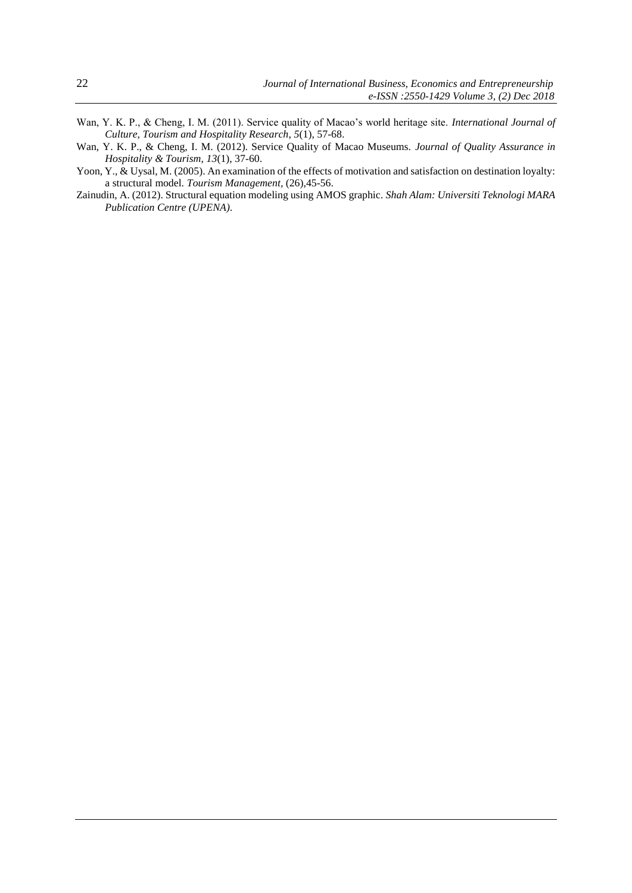Wan, Y. K. P., & Cheng, I. M. (2011). Service quality of Macao's world heritage site. *International Journal of Culture, Tourism and Hospitality Research*, *5*(1), 57-68.

Wan, Y. K. P., & Cheng, I. M. (2012). Service Quality of Macao Museums. *Journal of Quality Assurance in Hospitality & Tourism*, *13*(1), 37-60.

Yoon, Y., & Uysal, M. (2005). An examination of the effects of motivation and satisfaction on destination loyalty: a structural model. *Tourism Management,* (26),45-56.

Zainudin, A. (2012). Structural equation modeling using AMOS graphic. *Shah Alam: Universiti Teknologi MARA Publication Centre (UPENA).*